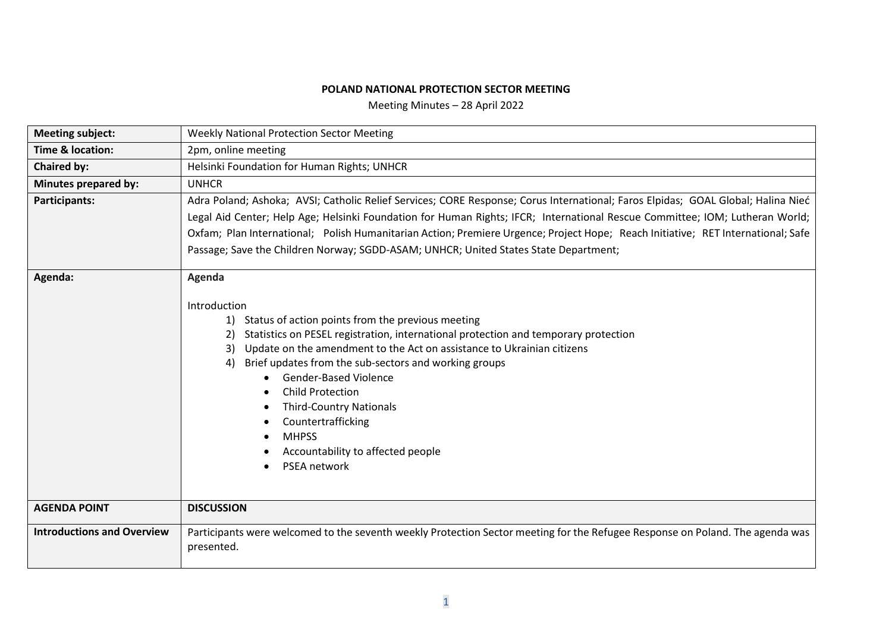**POLAND NATIONAL PROTECTION SECTOR MEETING**

Meeting Minutes – 28 April 2022

| **Meeting subject:** | Weekly National Protection Sector Meeting |
|---|---|
| **Time & location:** | 2pm, online meeting |
| **Chaired by:** | Helsinki Foundation for Human Rights; UNHCR |
| **Minutes prepared by:** | UNHCR |
| **Participants:** | Adra Poland; Ashoka; AVSI; Catholic Relief Services; CORE Response; Corus International; Faros Elpidas; GOAL Global; Halina Nieć Legal Aid Center; Help Age; Helsinki Foundation for Human Rights; IFCR; International Rescue Committee; IOM; Lutheran World; Oxfam; Plan International; Polish Humanitarian Action; Premiere Urgence; Project Hope; Reach Initiative; RET International; Safe Passage; Save the Children Norway; SGDD-ASAM; UNHCR; United States State Department; |
| **Agenda:** | **Agenda**<br><br>Introduction<br>1) Status of action points from the previous meeting<br>2) Statistics on PESEL registration, international protection and temporary protection<br>3) Update on the amendment to the Act on assistance to Ukrainian citizens<br>4) Brief updates from the sub-sectors and working groups<br>• Gender-Based Violence<br>• Child Protection<br>• Third-Country Nationals<br>• Countertrafficking<br>• MHPSS<br>• Accountability to affected people<br>• PSEA network |
| **AGENDA POINT** | **DISCUSSION** |
| **Introductions and Overview** | Participants were welcomed to the seventh weekly Protection Sector meeting for the Refugee Response on Poland. The agenda was presented. |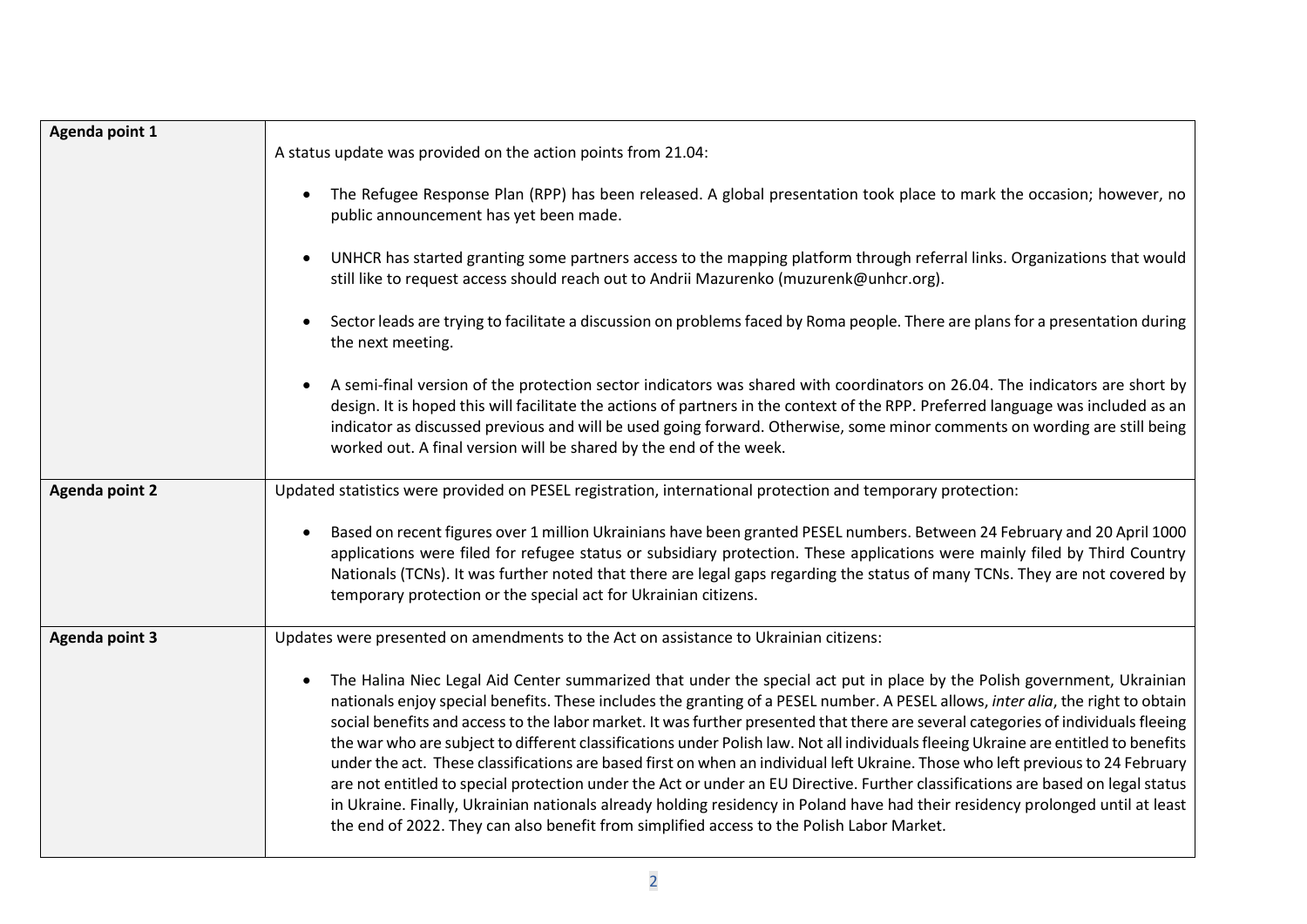| | |
|---|---|
| **Agenda point 1** | A status update was provided on the action points from 21.04:<br><br>• The Refugee Response Plan (RPP) has been released. A global presentation took place to mark the occasion; however, no public announcement has yet been made.<br><br>• UNHCR has started granting some partners access to the mapping platform through referral links. Organizations that would still like to request access should reach out to Andrii Mazurenko (muzurenk@unhcr.org).<br><br>• Sector leads are trying to facilitate a discussion on problems faced by Roma people. There are plans for a presentation during the next meeting.<br><br>• A semi-final version of the protection sector indicators was shared with coordinators on 26.04. The indicators are short by design. It is hoped this will facilitate the actions of partners in the context of the RPP. Preferred language was included as an indicator as discussed previous and will be used going forward. Otherwise, some minor comments on wording are still being worked out. A final version will be shared by the end of the week. |
| **Agenda point 2** | Updated statistics were provided on PESEL registration, international protection and temporary protection:<br><br>• Based on recent figures over 1 million Ukrainians have been granted PESEL numbers. Between 24 February and 20 April 1000 applications were filed for refugee status or subsidiary protection. These applications were mainly filed by Third Country Nationals (TCNs). It was further noted that there are legal gaps regarding the status of many TCNs. They are not covered by temporary protection or the special act for Ukrainian citizens. |
| **Agenda point 3** | Updates were presented on amendments to the Act on assistance to Ukrainian citizens:<br><br>• The Halina Niec Legal Aid Center summarized that under the special act put in place by the Polish government, Ukrainian nationals enjoy special benefits. These includes the granting of a PESEL number. A PESEL allows, *inter alia*, the right to obtain social benefits and access to the labor market. It was further presented that there are several categories of individuals fleeing the war who are subject to different classifications under Polish law. Not all individuals fleeing Ukraine are entitled to benefits under the act. These classifications are based first on when an individual left Ukraine. Those who left previous to 24 February are not entitled to special protection under the Act or under an EU Directive. Further classifications are based on legal status in Ukraine. Finally, Ukrainian nationals already holding residency in Poland have had their residency prolonged until at least the end of 2022. They can also benefit from simplified access to the Polish Labor Market. |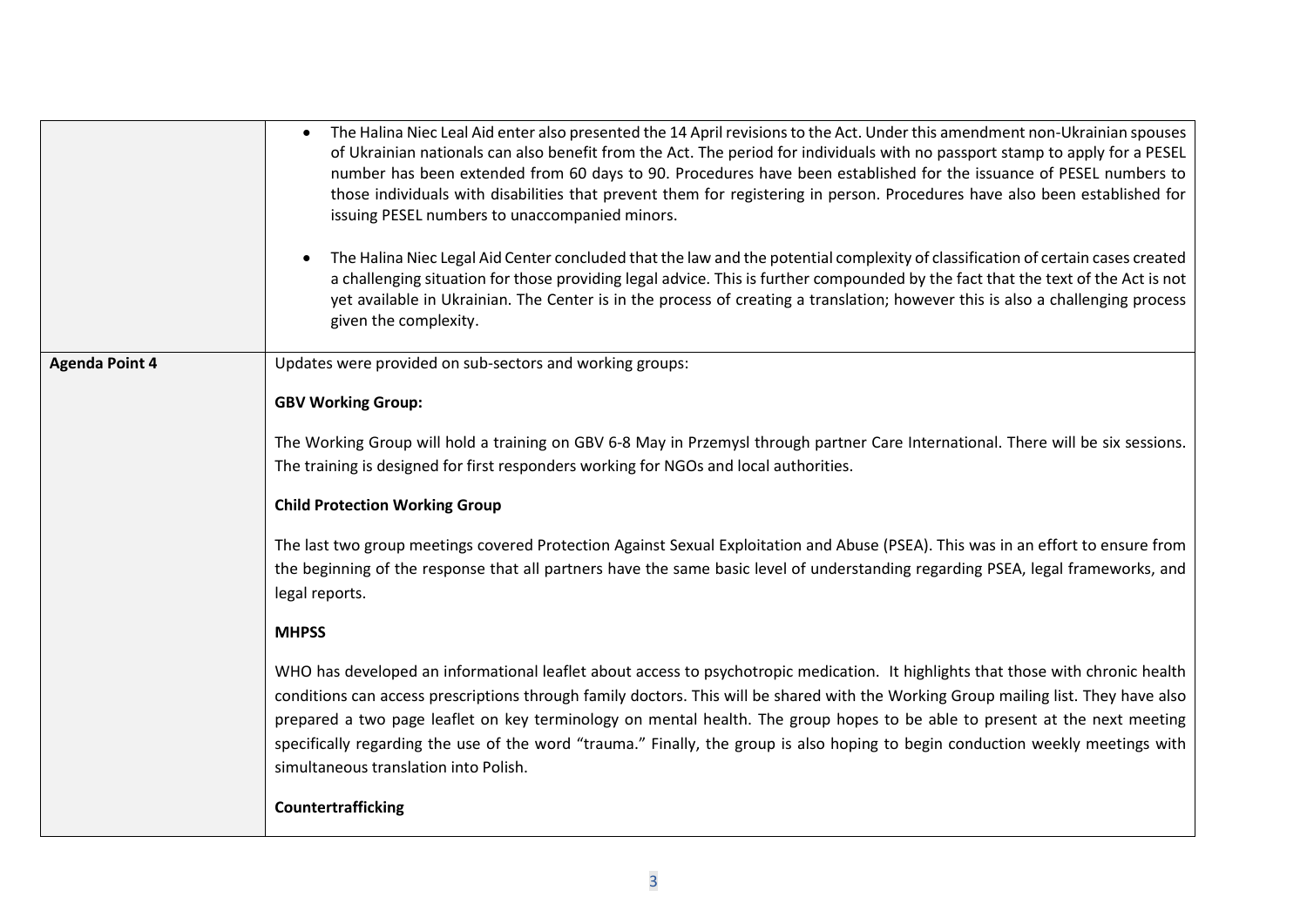| | |
|---|---|
| | • The Halina Niec Leal Aid enter also presented the 14 April revisions to the Act. Under this amendment non-Ukrainian spouses of Ukrainian nationals can also benefit from the Act. The period for individuals with no passport stamp to apply for a PESEL number has been extended from 60 days to 90. Procedures have been established for the issuance of PESEL numbers to those individuals with disabilities that prevent them for registering in person. Procedures have also been established for issuing PESEL numbers to unaccompanied minors.<br><br>• The Halina Niec Legal Aid Center concluded that the law and the potential complexity of classification of certain cases created a challenging situation for those providing legal advice. This is further compounded by the fact that the text of the Act is not yet available in Ukrainian. The Center is in the process of creating a translation; however this is also a challenging process given the complexity. |
| **Agenda Point 4** | Updates were provided on sub-sectors and working groups:<br><br>**GBV Working Group:**<br><br>The Working Group will hold a training on GBV 6-8 May in Przemysl through partner Care International. There will be six sessions. The training is designed for first responders working for NGOs and local authorities.<br><br>**Child Protection Working Group**<br><br>The last two group meetings covered Protection Against Sexual Exploitation and Abuse (PSEA). This was in an effort to ensure from the beginning of the response that all partners have the same basic level of understanding regarding PSEA, legal frameworks, and legal reports.<br><br>**MHPSS**<br><br>WHO has developed an informational leaflet about access to psychotropic medication. It highlights that those with chronic health conditions can access prescriptions through family doctors. This will be shared with the Working Group mailing list. They have also prepared a two page leaflet on key terminology on mental health. The group hopes to be able to present at the next meeting specifically regarding the use of the word "trauma." Finally, the group is also hoping to begin conduction weekly meetings with simultaneous translation into Polish.<br><br>**Countertrafficking** |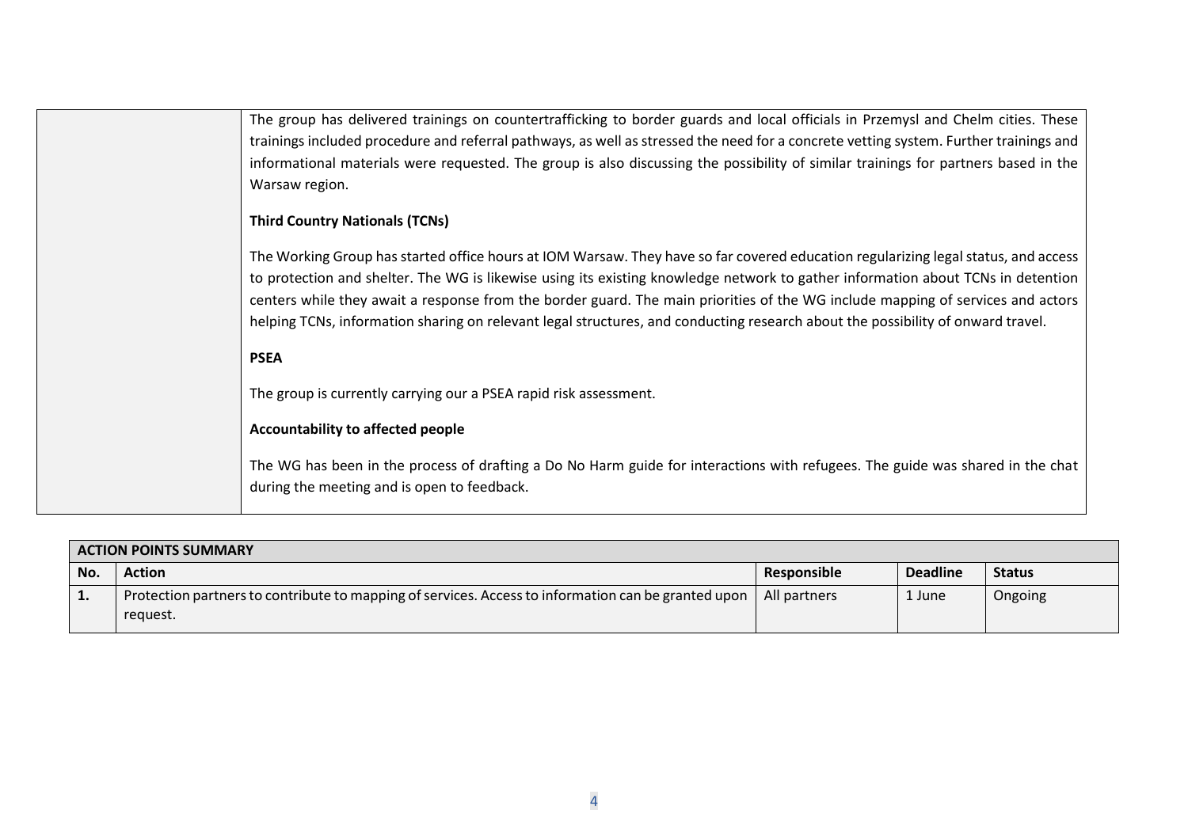| | |
|---|---|
| | The group has delivered trainings on countertrafficking to border guards and local officials in Przemysl and Chelm cities. These trainings included procedure and referral pathways, as well as stressed the need for a concrete vetting system. Further trainings and informational materials were requested. The group is also discussing the possibility of similar trainings for partners based in the Warsaw region.<br><br>**Third Country Nationals (TCNs)**<br><br>The Working Group has started office hours at IOM Warsaw. They have so far covered education regularizing legal status, and access to protection and shelter. The WG is likewise using its existing knowledge network to gather information about TCNs in detention centers while they await a response from the border guard. The main priorities of the WG include mapping of services and actors helping TCNs, information sharing on relevant legal structures, and conducting research about the possibility of onward travel.<br><br>**PSEA**<br><br>The group is currently carrying our a PSEA rapid risk assessment.<br><br>**Accountability to affected people**<br><br>The WG has been in the process of drafting a Do No Harm guide for interactions with refugees. The guide was shared in the chat during the meeting and is open to feedback. |

| ACTION POINTS SUMMARY | | | | |
|---|---|---|---|---|
| **No.** | **Action** | **Responsible** | **Deadline** | **Status** |
| **1.** | Protection partners to contribute to mapping of services. Access to information can be granted upon request. | All partners | 1 June | Ongoing |